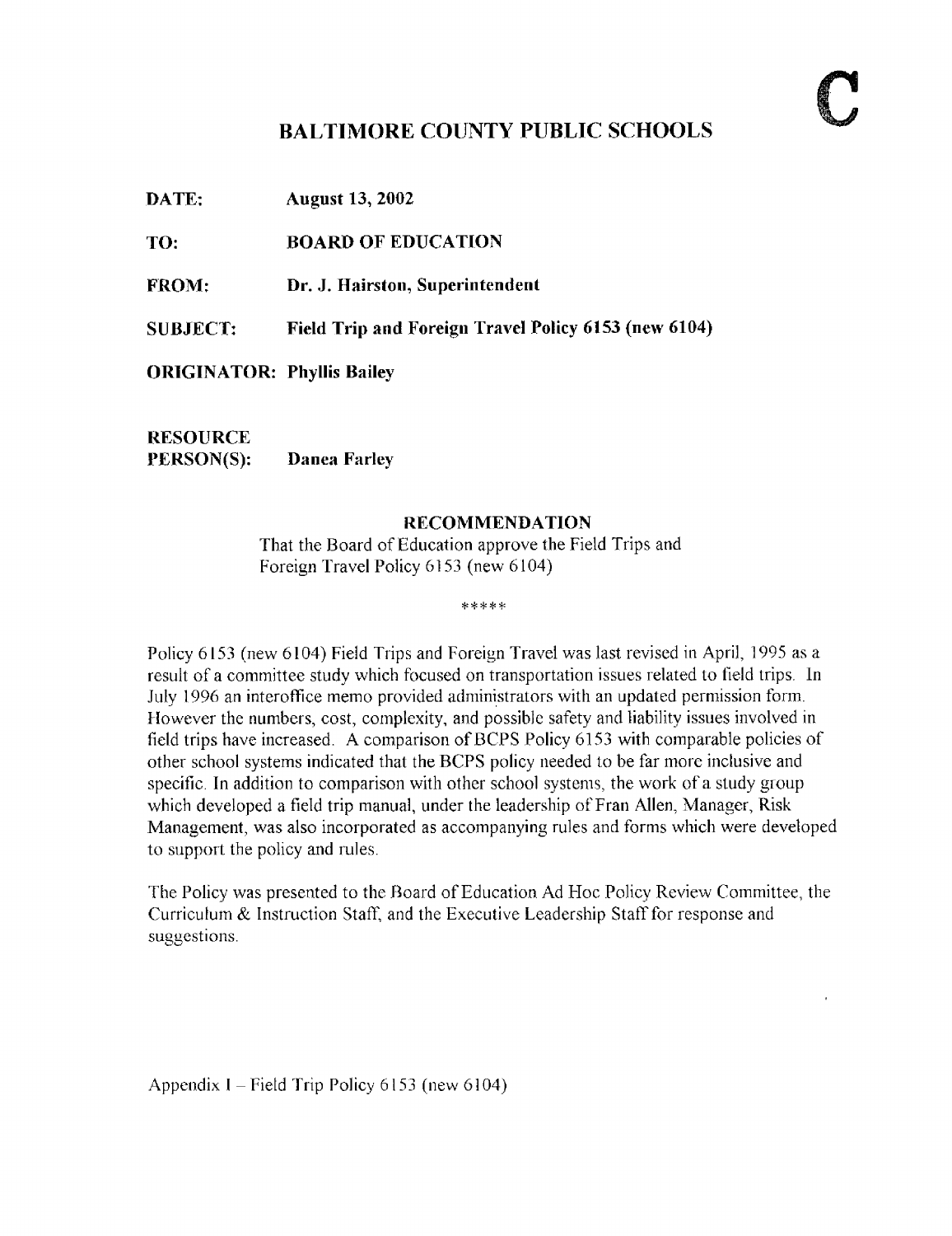C

# BALTIMORE COUNTY PUBLIC SCHOOLS

**DATE:** August 13, 2002

**TO:** BOARD OF EDUCATION

**FROM:** Dr. J. Hairston, Superintendent

**SUBJECT:** Field Trip and Foreign Travel Policy 6153 (new 6104)

**ORIGINATOR:** Phyllis Bailey

**RESOURCE PERSON(S):** Danea Farley

## RECOMMENDATION

That the Board of Education approve the Field Trips and Foreign Travel Policy 6153 (new 6104)

*****

Policy 6153 (new 6104) Field Trips and Foreign Travel was last revised in April, 1995 as a result of a committee study which focused on transportation issues related to field trips. In July 1996 an interoffice memo provided administrators with an updated permission form. However the numbers, cost, complexity, and possible safety and liability issues involved in field trips have increased. A comparison of BCPS Policy 6153 with comparable policies of other school systems indicated that the BCPS policy needed to be far more inclusive and specific. In addition to comparison with other school systems, the work of a study group which developed a field trip manual, under the leadership of Fran Allen, Manager, Risk Management, was also incorporated as accompanying rules and forms which were developed to support the policy and rules.

The Policy was presented to the Board of Education Ad Hoc Policy Review Committee, the Curriculum & Instruction Staff, and the Executive Leadership Staff for response and suggestions.

Appendix I – Field Trip Policy 6153 (new 6104)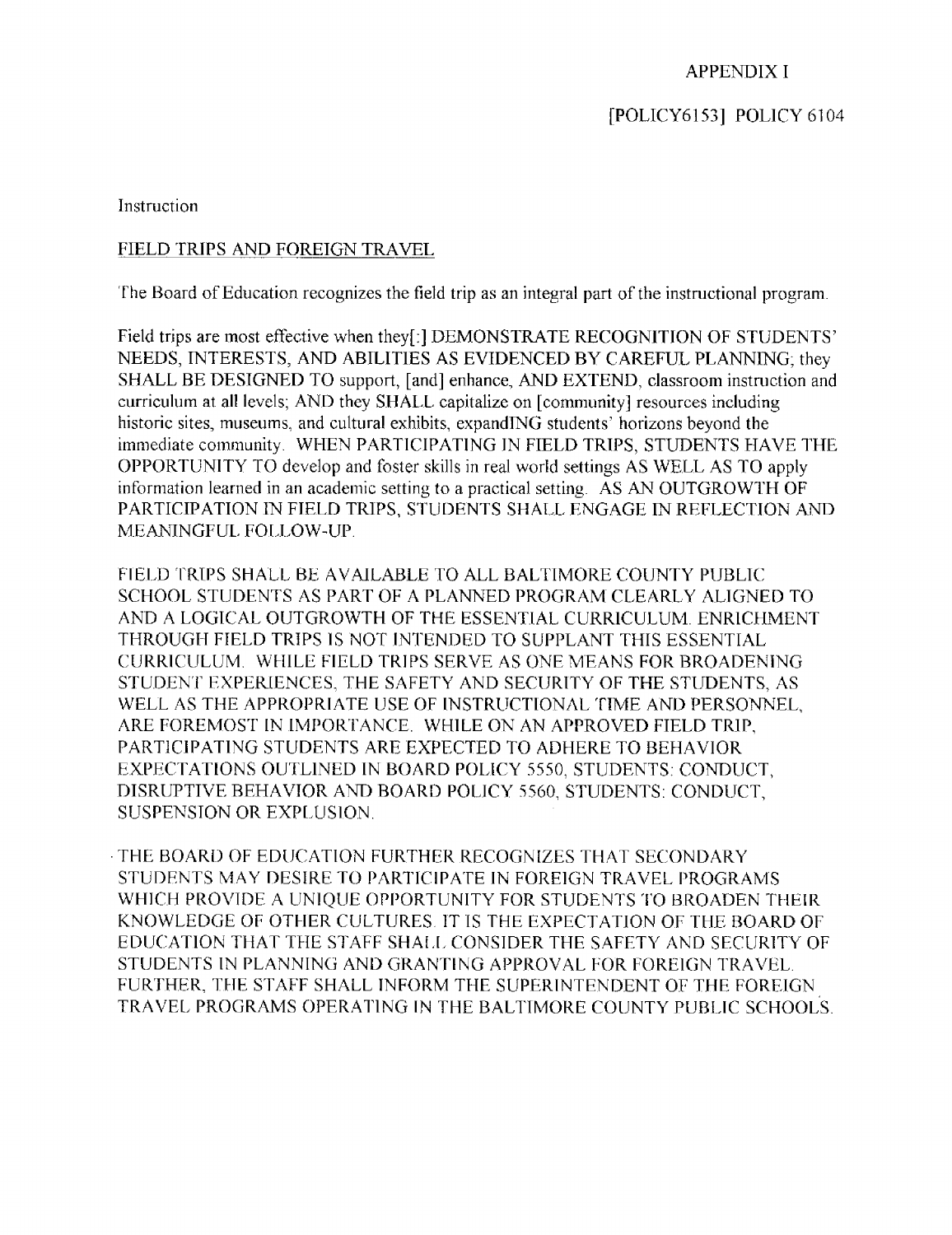APPENDIX I

[POLICY6153] POLICY 6104

Instruction

FIELD TRIPS AND FOREIGN TRAVEL

The Board of Education recognizes the field trip as an integral part of the instructional program.

Field trips are most effective when they[:] DEMONSTRATE RECOGNITION OF STUDENTS' NEEDS, INTERESTS, AND ABILITIES AS EVIDENCED BY CAREFUL PLANNING; they SHALL BE DESIGNED TO support, [and] enhance, AND EXTEND, classroom instruction and curriculum at all levels; AND they SHALL capitalize on [community] resources including historic sites, museums, and cultural exhibits, expandING students' horizons beyond the immediate community. WHEN PARTICIPATING IN FIELD TRIPS, STUDENTS HAVE THE OPPORTUNITY TO develop and foster skills in real world settings AS WELL AS TO apply information learned in an academic setting to a practical setting. AS AN OUTGROWTH OF PARTICIPATION IN FIELD TRIPS, STUDENTS SHALL ENGAGE IN REFLECTION AND MEANINGFUL FOLLOW-UP.

FIELD TRIPS SHALL BE AVAILABLE TO ALL BALTIMORE COUNTY PUBLIC SCHOOL STUDENTS AS PART OF A PLANNED PROGRAM CLEARLY ALIGNED TO AND A LOGICAL OUTGROWTH OF THE ESSENTIAL CURRICULUM. ENRICHMENT THROUGH FIELD TRIPS IS NOT INTENDED TO SUPPLANT THIS ESSENTIAL CURRICULUM. WHILE FIELD TRIPS SERVE AS ONE MEANS FOR BROADENING STUDENT EXPERIENCES, THE SAFETY AND SECURITY OF THE STUDENTS, AS WELL AS THE APPROPRIATE USE OF INSTRUCTIONAL TIME AND PERSONNEL, ARE FOREMOST IN IMPORTANCE. WHILE ON AN APPROVED FIELD TRIP, PARTICIPATING STUDENTS ARE EXPECTED TO ADHERE TO BEHAVIOR EXPECTATIONS OUTLINED IN BOARD POLICY 5550, STUDENTS: CONDUCT, DISRUPTIVE BEHAVIOR AND BOARD POLICY 5560, STUDENTS: CONDUCT, SUSPENSION OR EXPLUSION.

THE BOARD OF EDUCATION FURTHER RECOGNIZES THAT SECONDARY STUDENTS MAY DESIRE TO PARTICIPATE IN FOREIGN TRAVEL PROGRAMS WHICH PROVIDE A UNIQUE OPPORTUNITY FOR STUDENTS TO BROADEN THEIR KNOWLEDGE OF OTHER CULTURES. IT IS THE EXPECTATION OF THE BOARD OF EDUCATION THAT THE STAFF SHALL CONSIDER THE SAFETY AND SECURITY OF STUDENTS IN PLANNING AND GRANTING APPROVAL FOR FOREIGN TRAVEL. FURTHER, THE STAFF SHALL INFORM THE SUPERINTENDENT OF THE FOREIGN TRAVEL PROGRAMS OPERATING IN THE BALTIMORE COUNTY PUBLIC SCHOOLS.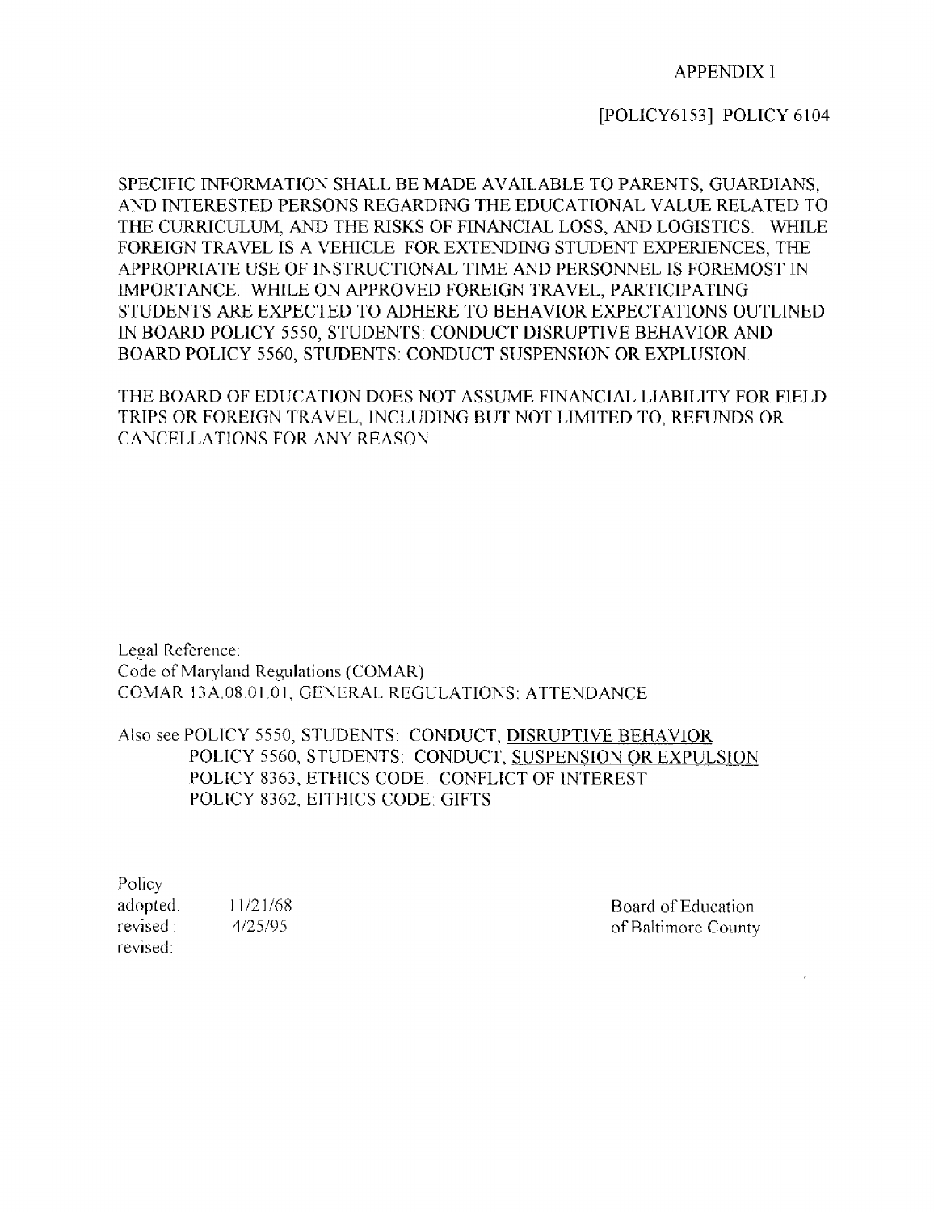APPENDIX I

[POLICY6153] POLICY 6104

SPECIFIC INFORMATION SHALL BE MADE AVAILABLE TO PARENTS, GUARDIANS, AND INTERESTED PERSONS REGARDING THE EDUCATIONAL VALUE RELATED TO THE CURRICULUM, AND THE RISKS OF FINANCIAL LOSS, AND LOGISTICS. WHILE FOREIGN TRAVEL IS A VEHICLE FOR EXTENDING STUDENT EXPERIENCES, THE APPROPRIATE USE OF INSTRUCTIONAL TIME AND PERSONNEL IS FOREMOST IN IMPORTANCE. WHILE ON APPROVED FOREIGN TRAVEL, PARTICIPATING STUDENTS ARE EXPECTED TO ADHERE TO BEHAVIOR EXPECTATIONS OUTLINED IN BOARD POLICY 5550, STUDENTS: CONDUCT DISRUPTIVE BEHAVIOR AND BOARD POLICY 5560, STUDENTS: CONDUCT SUSPENSION OR EXPULSION.

THE BOARD OF EDUCATION DOES NOT ASSUME FINANCIAL LIABILITY FOR FIELD TRIPS OR FOREIGN TRAVEL, INCLUDING BUT NOT LIMITED TO, REFUNDS OR CANCELLATIONS FOR ANY REASON.

Legal Reference:
Code of Maryland Regulations (COMAR)
COMAR 13A.08.01.01, GENERAL REGULATIONS: ATTENDANCE

Also see POLICY 5550, STUDENTS: CONDUCT, DISRUPTIVE BEHAVIOR
POLICY 5560, STUDENTS: CONDUCT, SUSPENSION OR EXPULSION
POLICY 8363, ETHICS CODE: CONFLICT OF INTEREST
POLICY 8362, EITHICS CODE: GIFTS

| | | |
|---|---|---|
| Policy | | |
| adopted: | 11/21/68 | Board of Education |
| revised: | 4/25/95 | of Baltimore County |
| revised: | | |